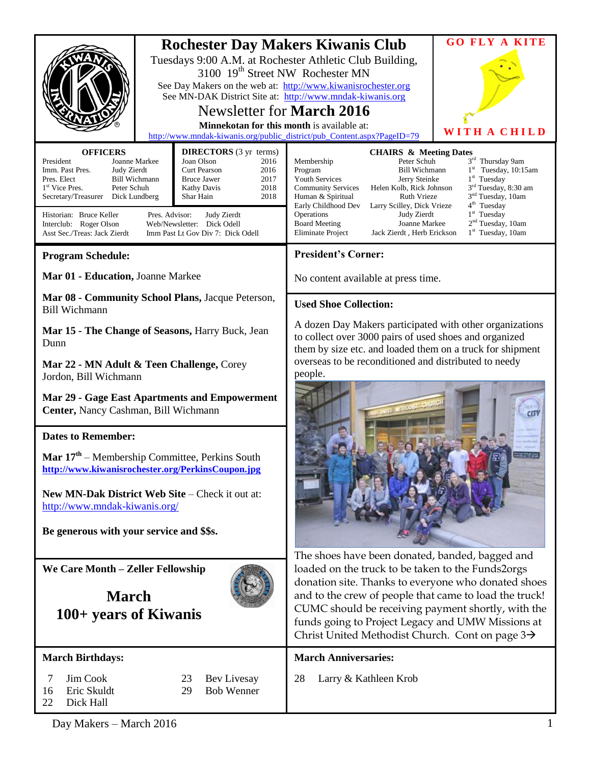# Rochester Day Makers Kiwanis Club

Tuesdays 9:00 A.M. at Rochester Athletic Club Building, 3100 19th Street NW Rochester MN

See Day Makers on the web at: http://www.kiwanisrochester.org

See MN-DAK District Site at: http://www.mndak-kiwanis.org

## Newsletter for March 2016

**Minnekotan for this month** is available at:
http://www.mndak-kiwanis.org/public_district/pub_Content.aspx?PageID=79

**GO FLY A KITE WITH A CHILD**

| OFFICERS | |
|---|---|
| President | Joanne Markee |
| Imm. Past Pres. | Judy Zierdt |
| Pres. Elect | Bill Wichmann |
| 1st Vice Pres. | Peter Schuh |
| Secretary/Treasurer | Dick Lundberg |

| DIRECTORS (3 yr terms) | |
|---|---|
| Joan Olson | 2016 |
| Curt Pearson | 2016 |
| Bruce Jawer | 2017 |
| Kathy Davis | 2018 |
| Shar Hain | 2018 |

Historian: Bruce Keller
Interclub: Roger Olson
Asst Sec./Treas: Jack Zierdt
Pres. Advisor: Judy Zierdt
Web/Newsletter: Dick Odell
Imm Past Lt Gov Div 7: Dick Odell

| CHAIRS & Meeting Dates | | |
|---|---|---|
| Membership | Peter Schuh | 3rd Thursday 9am |
| Program | Bill Wichmann | 1st Tuesday, 10:15am |
| Youth Services | Jerry Steinke | 1st Tuesday |
| Community Services | Helen Kolb, Rick Johnson | 3rd Tuesday, 8:30 am |
| Human & Spiritual | Ruth Vrieze | 3rd Tuesday, 10am |
| Early Childhood Dev | Larry Scilley, Dick Vrieze | 4th Tuesday |
| Operations | Judy Zierdt | 1st Tuesday |
| Board Meeting | Joanne Markee | 2nd Tuesday, 10am |
| Eliminate Project | Jack Zierdt , Herb Erickson | 1st Tuesday, 10am |

## Program Schedule:

**Mar 01 - Education,** Joanne Markee

**Mar 08 - Community School Plans,** Jacque Peterson, Bill Wichmann

**Mar 15 - The Change of Seasons,** Harry Buck, Jean Dunn

**Mar 22 - MN Adult & Teen Challenge,** Corey Jordon, Bill Wichmann

**Mar 29 - Gage East Apartments and Empowerment Center,** Nancy Cashman, Bill Wichmann

## Dates to Remember:

**Mar 17th** – Membership Committee, Perkins South
**http://www.kiwanisrochester.org/PerkinsCoupon.jpg**

**New MN-Dak District Web Site** – Check it out at: http://www.mndak-kiwanis.org/

**Be generous with your service and $$s.**

## We Care Month – Zeller Fellowship

**March**
**100+ years of Kiwanis**

## President's Corner:

No content available at press time.

## Used Shoe Collection:

A dozen Day Makers participated with other organizations to collect over 3000 pairs of used shoes and organized them by size etc. and loaded them on a truck for shipment overseas to be reconditioned and distributed to needy people.

The shoes have been donated, banded, bagged and loaded on the truck to be taken to the Funds2orgs donation site. Thanks to everyone who donated shoes and to the crew of people that came to load the truck! CUMC should be receiving payment shortly, with the funds going to Project Legacy and UMW Missions at Christ United Methodist Church. Cont on page 3→

## March Birthdays:

| | |
|---|---|
| 7 | Jim Cook |
| 16 | Eric Skuldt |
| 22 | Dick Hall |
| 23 | Bev Livesay |
| 29 | Bob Wenner |

## March Anniversaries:

28 Larry & Kathleen Krob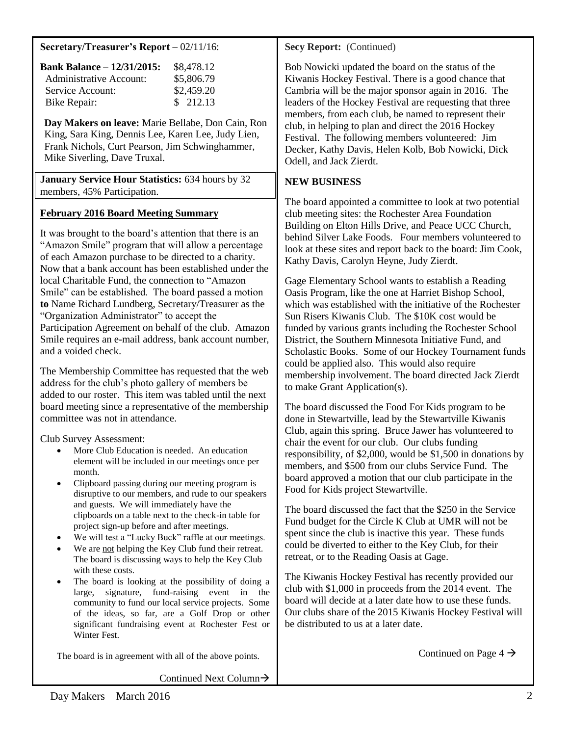**Secretary/Treasurer's Report –** 02/11/16:

| **Bank Balance – 12/31/2015:** | $8,478.12 |
|---|---|
| Administrative Account: | $5,806.79 |
| Service Account: | $2,459.20 |
| Bike Repair: | $ 212.13 |

**Day Makers on leave:** Marie Bellabe, Don Cain, Ron King, Sara King, Dennis Lee, Karen Lee, Judy Lien, Frank Nichols, Curt Pearson, Jim Schwinghammer, Mike Siverling, Dave Truxal.

**January Service Hour Statistics:** 634 hours by 32 members, 45% Participation.

## **February 2016 Board Meeting Summary**

It was brought to the board's attention that there is an "Amazon Smile" program that will allow a percentage of each Amazon purchase to be directed to a charity. Now that a bank account has been established under the local Charitable Fund, the connection to "Amazon Smile" can be established. The board passed a motion **to** Name Richard Lundberg, Secretary/Treasurer as the "Organization Administrator" to accept the Participation Agreement on behalf of the club. Amazon Smile requires an e-mail address, bank account number, and a voided check.

The Membership Committee has requested that the web address for the club's photo gallery of members be added to our roster. This item was tabled until the next board meeting since a representative of the membership committee was not in attendance.

Club Survey Assessment:

- More Club Education is needed. An education element will be included in our meetings once per month.
- Clipboard passing during our meeting program is disruptive to our members, and rude to our speakers and guests. We will immediately have the clipboards on a table next to the check-in table for project sign-up before and after meetings.
- We will test a "Lucky Buck" raffle at our meetings.
- We are not helping the Key Club fund their retreat. The board is discussing ways to help the Key Club with these costs.
- The board is looking at the possibility of doing a large, signature, fund-raising event in the community to fund our local service projects. Some of the ideas, so far, are a Golf Drop or other significant fundraising event at Rochester Fest or Winter Fest.

The board is in agreement with all of the above points.

Continued Next Column→

**Secy Report:** (Continued)

Bob Nowicki updated the board on the status of the Kiwanis Hockey Festival. There is a good chance that Cambria will be the major sponsor again in 2016. The leaders of the Hockey Festival are requesting that three members, from each club, be named to represent their club, in helping to plan and direct the 2016 Hockey Festival. The following members volunteered: Jim Decker, Kathy Davis, Helen Kolb, Bob Nowicki, Dick Odell, and Jack Zierdt.

**NEW BUSINESS**

The board appointed a committee to look at two potential club meeting sites: the Rochester Area Foundation Building on Elton Hills Drive, and Peace UCC Church, behind Silver Lake Foods. Four members volunteered to look at these sites and report back to the board: Jim Cook, Kathy Davis, Carolyn Heyne, Judy Zierdt.

Gage Elementary School wants to establish a Reading Oasis Program, like the one at Harriet Bishop School, which was established with the initiative of the Rochester Sun Risers Kiwanis Club. The $10K cost would be funded by various grants including the Rochester School District, the Southern Minnesota Initiative Fund, and Scholastic Books. Some of our Hockey Tournament funds could be applied also. This would also require membership involvement. The board directed Jack Zierdt to make Grant Application(s).

The board discussed the Food For Kids program to be done in Stewartville, lead by the Stewartville Kiwanis Club, again this spring. Bruce Jawer has volunteered to chair the event for our club. Our clubs funding responsibility, of $2,000, would be $1,500 in donations by members, and $500 from our clubs Service Fund. The board approved a motion that our club participate in the Food for Kids project Stewartville.

The board discussed the fact that the $250 in the Service Fund budget for the Circle K Club at UMR will not be spent since the club is inactive this year. These funds could be diverted to either to the Key Club, for their retreat, or to the Reading Oasis at Gage.

The Kiwanis Hockey Festival has recently provided our club with $1,000 in proceeds from the 2014 event. The board will decide at a later date how to use these funds. Our clubs share of the 2015 Kiwanis Hockey Festival will be distributed to us at a later date.

Continued on Page 4 →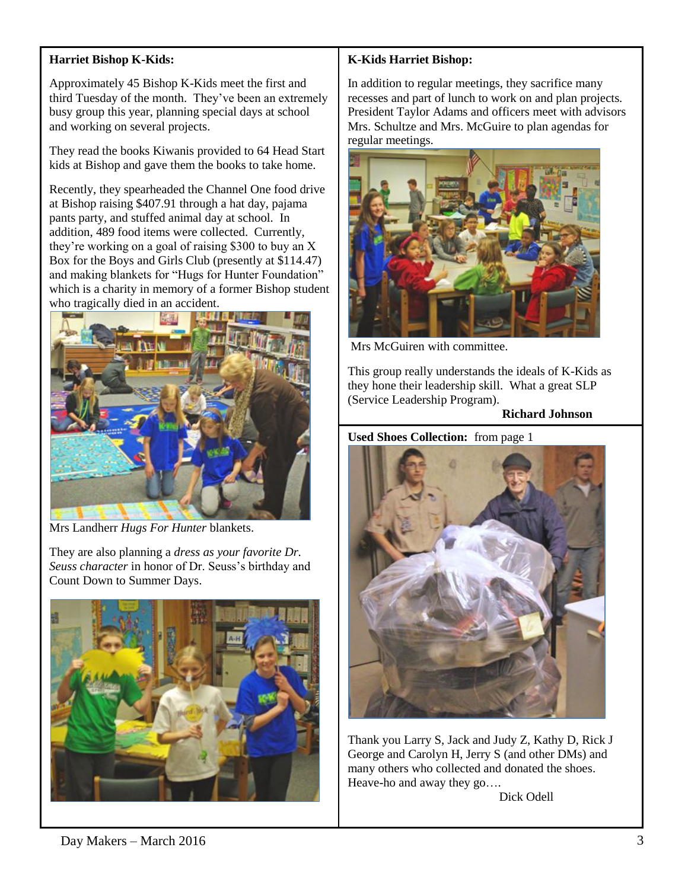**Harriet Bishop K-Kids:**

Approximately 45 Bishop K-Kids meet the first and third Tuesday of the month. They've been an extremely busy group this year, planning special days at school and working on several projects.

They read the books Kiwanis provided to 64 Head Start kids at Bishop and gave them the books to take home.

Recently, they spearheaded the Channel One food drive at Bishop raising $407.91 through a hat day, pajama pants party, and stuffed animal day at school. In addition, 489 food items were collected. Currently, they're working on a goal of raising $300 to buy an X Box for the Boys and Girls Club (presently at $114.47) and making blankets for "Hugs for Hunter Foundation" which is a charity in memory of a former Bishop student who tragically died in an accident.

Mrs Landherr *Hugs For Hunter* blankets.

They are also planning a *dress as your favorite Dr. Seuss character* in honor of Dr. Seuss's birthday and Count Down to Summer Days.

**K-Kids Harriet Bishop:**

In addition to regular meetings, they sacrifice many recesses and part of lunch to work on and plan projects. President Taylor Adams and officers meet with advisors Mrs. Schultze and Mrs. McGuire to plan agendas for regular meetings.

Mrs McGuiren with committee.

This group really understands the ideals of K-Kids as they hone their leadership skill. What a great SLP (Service Leadership Program).

**Richard Johnson**

**Used Shoes Collection:** from page 1

Thank you Larry S, Jack and Judy Z, Kathy D, Rick J George and Carolyn H, Jerry S (and other DMs) and many others who collected and donated the shoes. Heave-ho and away they go….

Dick Odell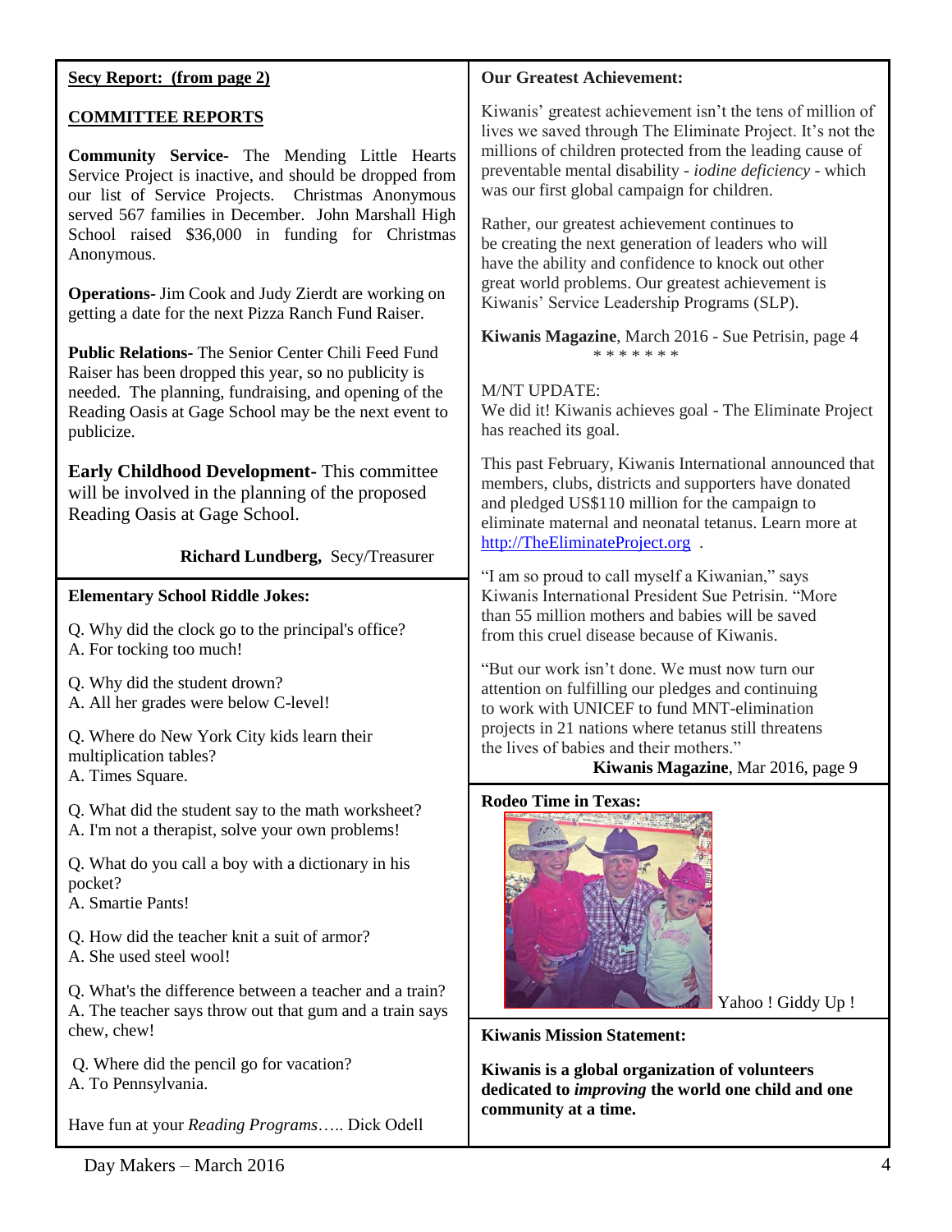**Secy Report: (from page 2)**

**COMMITTEE REPORTS**

**Community Service-** The Mending Little Hearts Service Project is inactive, and should be dropped from our list of Service Projects. Christmas Anonymous served 567 families in December. John Marshall High School raised $36,000 in funding for Christmas Anonymous.

**Operations-** Jim Cook and Judy Zierdt are working on getting a date for the next Pizza Ranch Fund Raiser.

**Public Relations-** The Senior Center Chili Feed Fund Raiser has been dropped this year, so no publicity is needed. The planning, fundraising, and opening of the Reading Oasis at Gage School may be the next event to publicize.

**Early Childhood Development-** This committee will be involved in the planning of the proposed Reading Oasis at Gage School.

**Richard Lundberg,** Secy/Treasurer

**Elementary School Riddle Jokes:**

Q. Why did the clock go to the principal's office?
A. For tocking too much!

Q. Why did the student drown?
A. All her grades were below C-level!

Q. Where do New York City kids learn their multiplication tables?
A. Times Square.

Q. What did the student say to the math worksheet?
A. I'm not a therapist, solve your own problems!

Q. What do you call a boy with a dictionary in his pocket?
A. Smartie Pants!

Q. How did the teacher knit a suit of armor?
A. She used steel wool!

Q. What's the difference between a teacher and a train?
A. The teacher says throw out that gum and a train says chew, chew!

Q. Where did the pencil go for vacation?
A. To Pennsylvania.

Have fun at your *Reading Programs*….. Dick Odell

**Our Greatest Achievement:**

Kiwanis' greatest achievement isn't the tens of million of lives we saved through The Eliminate Project. It's not the millions of children protected from the leading cause of preventable mental disability - *iodine deficiency* - which was our first global campaign for children.

Rather, our greatest achievement continues to be creating the next generation of leaders who will have the ability and confidence to knock out other great world problems. Our greatest achievement is Kiwanis' Service Leadership Programs (SLP).

**Kiwanis Magazine**, March 2016 - Sue Petrisin, page 4

\* \* \* \* \* \* \*

M/NT UPDATE:
We did it! Kiwanis achieves goal - The Eliminate Project has reached its goal.

This past February, Kiwanis International announced that members, clubs, districts and supporters have donated and pledged US$110 million for the campaign to eliminate maternal and neonatal tetanus. Learn more at http://TheEliminateProject.org .

"I am so proud to call myself a Kiwanian," says Kiwanis International President Sue Petrisin. "More than 55 million mothers and babies will be saved from this cruel disease because of Kiwanis.

"But our work isn't done. We must now turn our attention on fulfilling our pledges and continuing to work with UNICEF to fund MNT-elimination projects in 21 nations where tetanus still threatens the lives of babies and their mothers."

**Kiwanis Magazine**, Mar 2016, page 9

**Rodeo Time in Texas:**

Yahoo ! Giddy Up !

**Kiwanis Mission Statement:**

**Kiwanis is a global organization of volunteers dedicated to *improving* the world one child and one community at a time.**